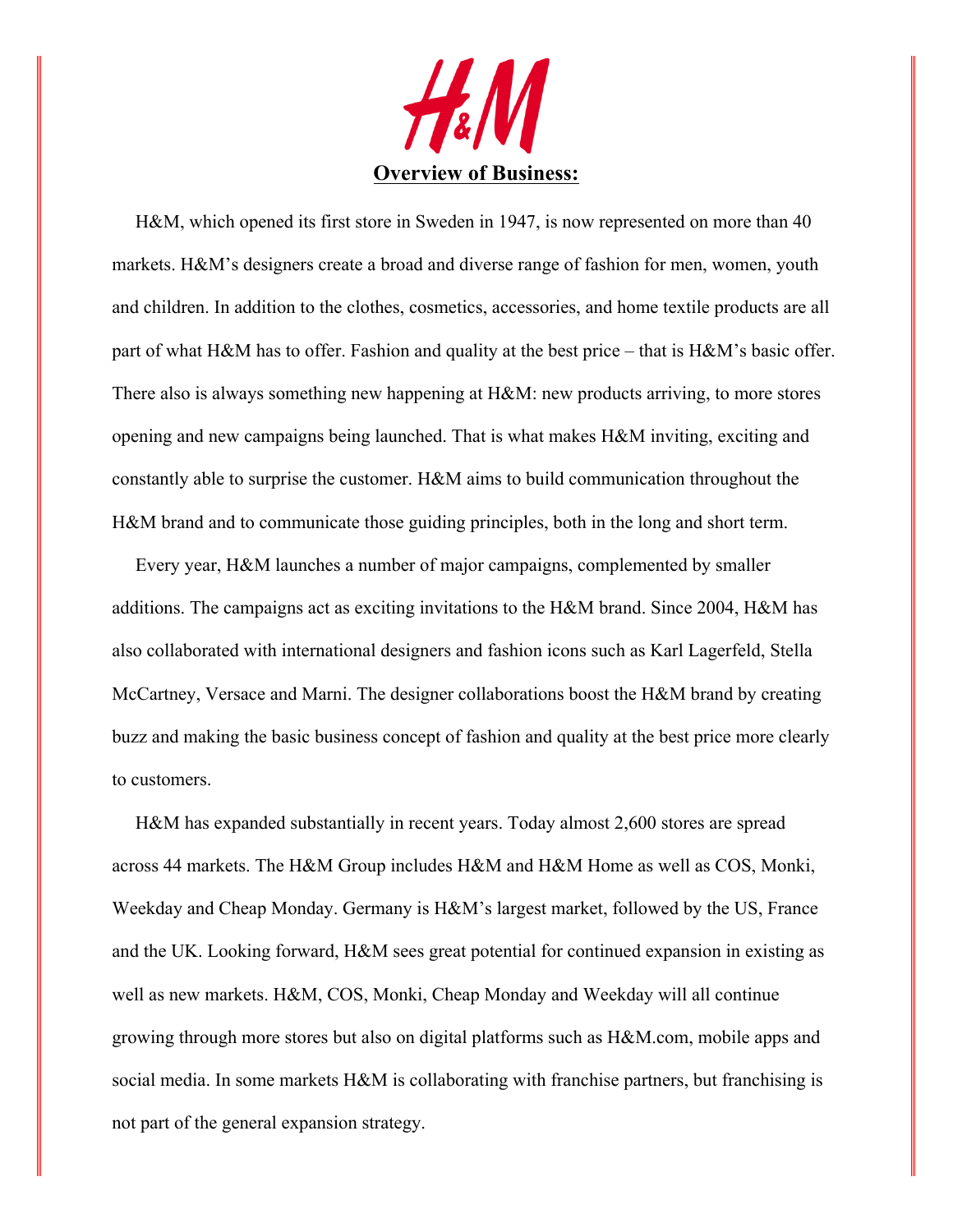# H&M

## Overview of Business:

H&M, which opened its first store in Sweden in 1947, is now represented on more than 40 markets. H&M's designers create a broad and diverse range of fashion for men, women, youth and children. In addition to the clothes, cosmetics, accessories, and home textile products are all part of what H&M has to offer. Fashion and quality at the best price – that is H&M's basic offer. There also is always something new happening at H&M: new products arriving, to more stores opening and new campaigns being launched. That is what makes H&M inviting, exciting and constantly able to surprise the customer. H&M aims to build communication throughout the H&M brand and to communicate those guiding principles, both in the long and short term.

Every year, H&M launches a number of major campaigns, complemented by smaller additions. The campaigns act as exciting invitations to the H&M brand. Since 2004, H&M has also collaborated with international designers and fashion icons such as Karl Lagerfeld, Stella McCartney, Versace and Marni. The designer collaborations boost the H&M brand by creating buzz and making the basic business concept of fashion and quality at the best price more clearly to customers.

H&M has expanded substantially in recent years. Today almost 2,600 stores are spread across 44 markets. The H&M Group includes H&M and H&M Home as well as COS, Monki, Weekday and Cheap Monday. Germany is H&M's largest market, followed by the US, France and the UK. Looking forward, H&M sees great potential for continued expansion in existing as well as new markets. H&M, COS, Monki, Cheap Monday and Weekday will all continue growing through more stores but also on digital platforms such as H&M.com, mobile apps and social media. In some markets H&M is collaborating with franchise partners, but franchising is not part of the general expansion strategy.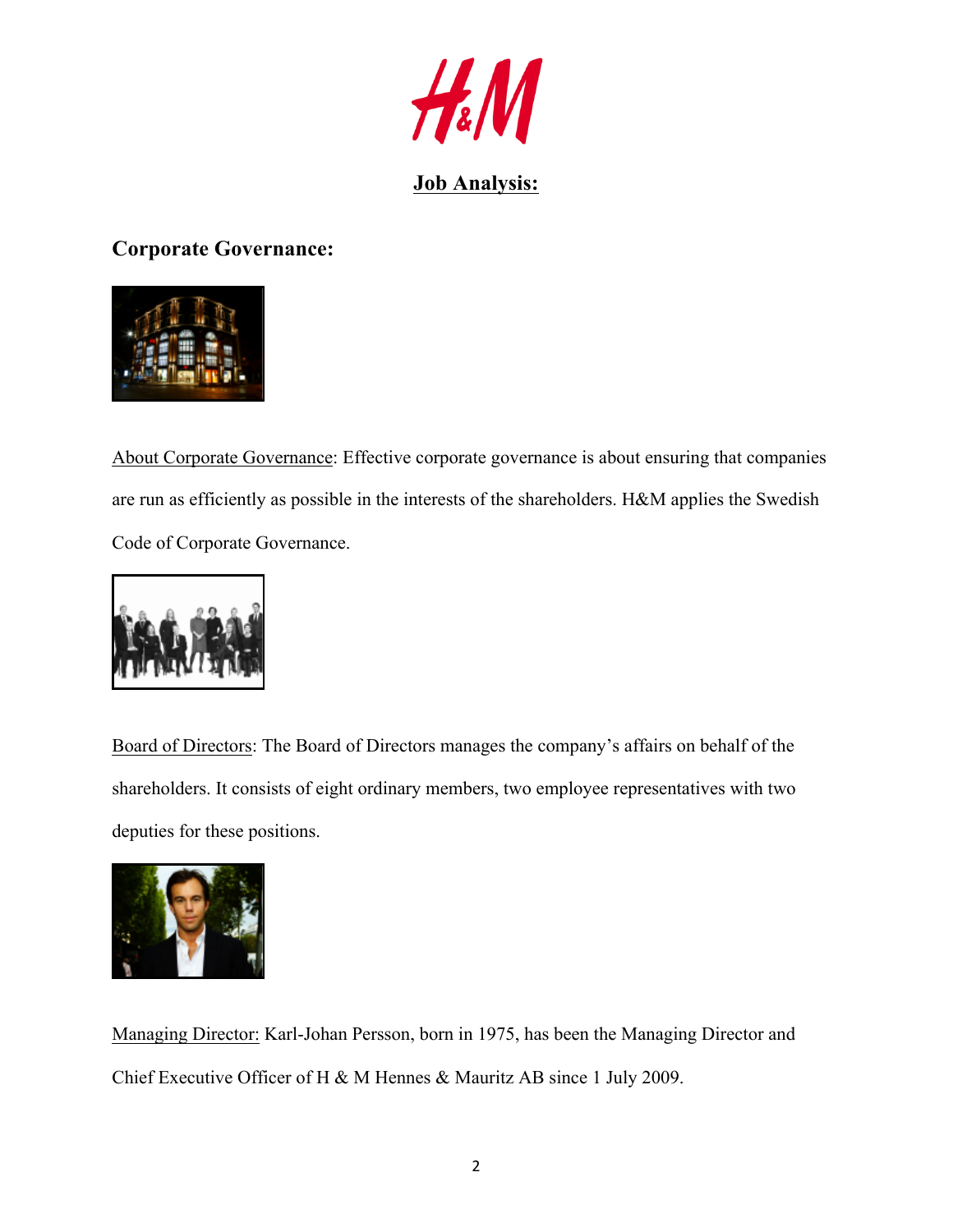# Job Analysis:

## Corporate Governance:

About Corporate Governance: Effective corporate governance is about ensuring that companies are run as efficiently as possible in the interests of the shareholders. H&M applies the Swedish Code of Corporate Governance.

Board of Directors: The Board of Directors manages the company's affairs on behalf of the shareholders. It consists of eight ordinary members, two employee representatives with two deputies for these positions.

Managing Director: Karl-Johan Persson, born in 1975, has been the Managing Director and Chief Executive Officer of H & M Hennes & Mauritz AB since 1 July 2009.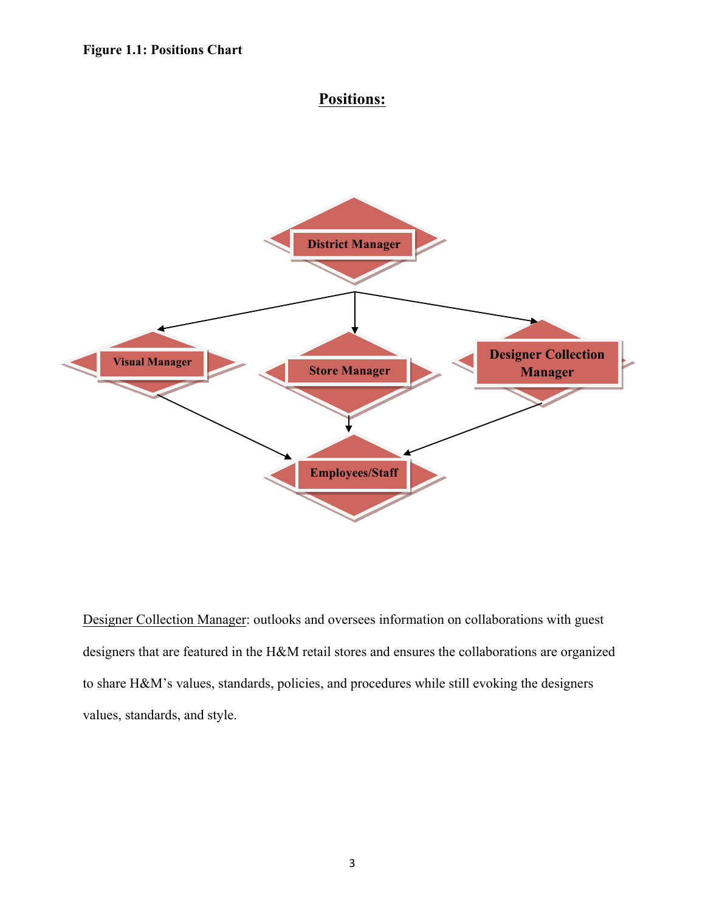**Figure 1.1: Positions Chart**

**Positions:**

District Manager

Visual Manager

Store Manager

Designer Collection Manager

Employees/Staff

Designer Collection Manager: outlooks and oversees information on collaborations with guest designers that are featured in the H&M retail stores and ensures the collaborations are organized to share H&M's values, standards, policies, and procedures while still evoking the designers values, standards, and style.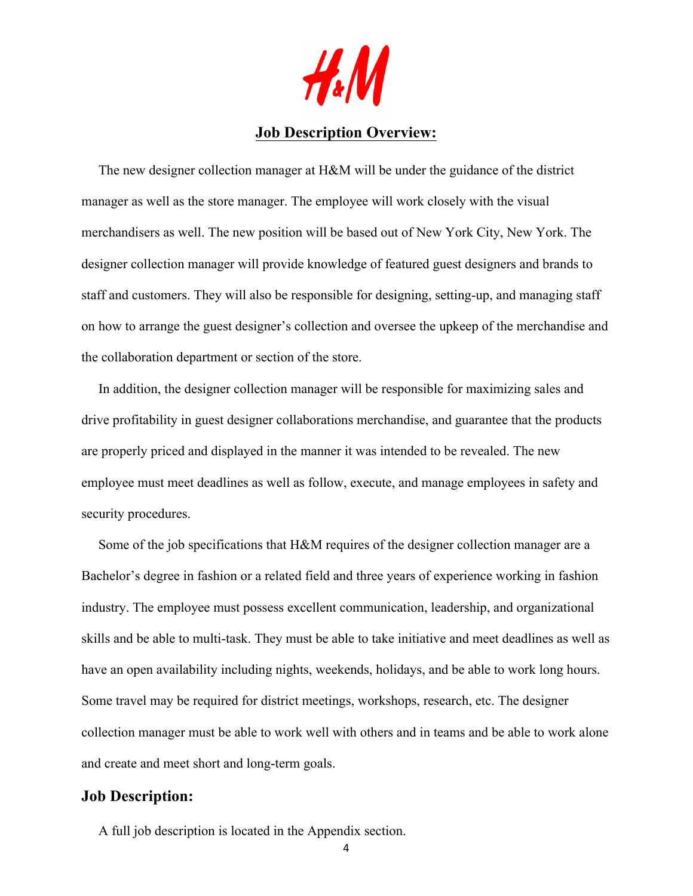## Job Description Overview:

The new designer collection manager at H&M will be under the guidance of the district manager as well as the store manager. The employee will work closely with the visual merchandisers as well. The new position will be based out of New York City, New York. The designer collection manager will provide knowledge of featured guest designers and brands to staff and customers. They will also be responsible for designing, setting-up, and managing staff on how to arrange the guest designer's collection and oversee the upkeep of the merchandise and the collaboration department or section of the store.

In addition, the designer collection manager will be responsible for maximizing sales and drive profitability in guest designer collaborations merchandise, and guarantee that the products are properly priced and displayed in the manner it was intended to be revealed. The new employee must meet deadlines as well as follow, execute, and manage employees in safety and security procedures.

Some of the job specifications that H&M requires of the designer collection manager are a Bachelor's degree in fashion or a related field and three years of experience working in fashion industry. The employee must possess excellent communication, leadership, and organizational skills and be able to multi-task. They must be able to take initiative and meet deadlines as well as have an open availability including nights, weekends, holidays, and be able to work long hours. Some travel may be required for district meetings, workshops, research, etc. The designer collection manager must be able to work well with others and in teams and be able to work alone and create and meet short and long-term goals.

## Job Description:

A full job description is located in the Appendix section.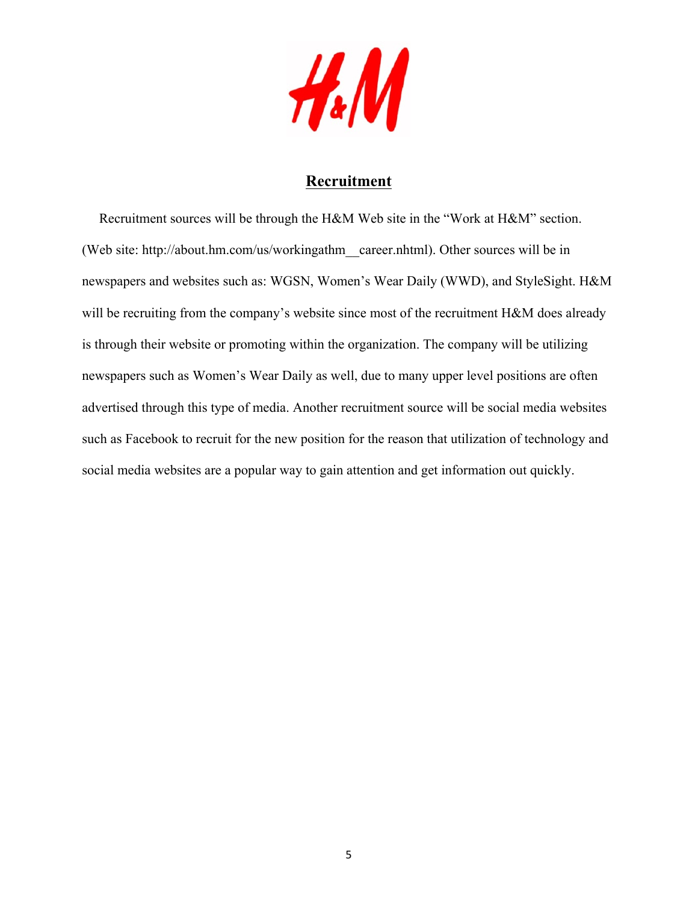## Recruitment

Recruitment sources will be through the H&M Web site in the "Work at H&M" section. (Web site: http://about.hm.com/us/workingathm__career.nhtml). Other sources will be in newspapers and websites such as: WGSN, Women's Wear Daily (WWD), and StyleSight. H&M will be recruiting from the company's website since most of the recruitment H&M does already is through their website or promoting within the organization. The company will be utilizing newspapers such as Women's Wear Daily as well, due to many upper level positions are often advertised through this type of media. Another recruitment source will be social media websites such as Facebook to recruit for the new position for the reason that utilization of technology and social media websites are a popular way to gain attention and get information out quickly.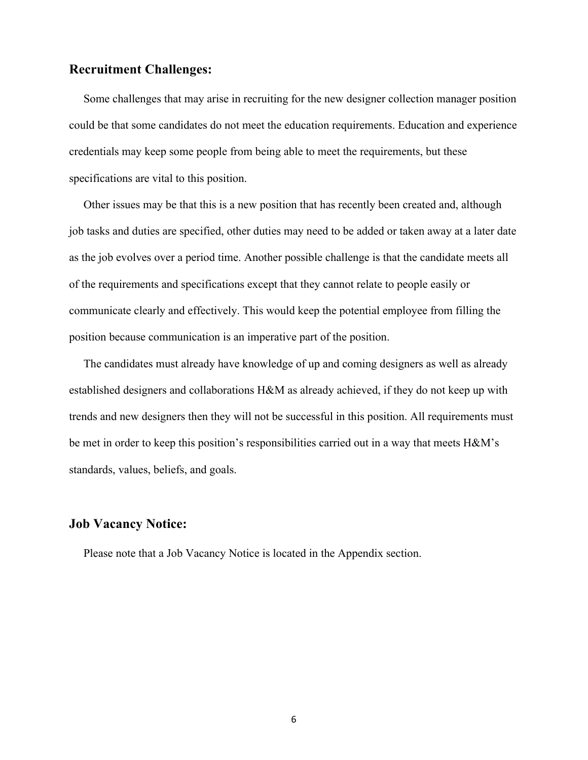## Recruitment Challenges:

Some challenges that may arise in recruiting for the new designer collection manager position could be that some candidates do not meet the education requirements. Education and experience credentials may keep some people from being able to meet the requirements, but these specifications are vital to this position.

Other issues may be that this is a new position that has recently been created and, although job tasks and duties are specified, other duties may need to be added or taken away at a later date as the job evolves over a period time. Another possible challenge is that the candidate meets all of the requirements and specifications except that they cannot relate to people easily or communicate clearly and effectively. This would keep the potential employee from filling the position because communication is an imperative part of the position.

The candidates must already have knowledge of up and coming designers as well as already established designers and collaborations H&M as already achieved, if they do not keep up with trends and new designers then they will not be successful in this position. All requirements must be met in order to keep this position's responsibilities carried out in a way that meets H&M's standards, values, beliefs, and goals.

## Job Vacancy Notice:

Please note that a Job Vacancy Notice is located in the Appendix section.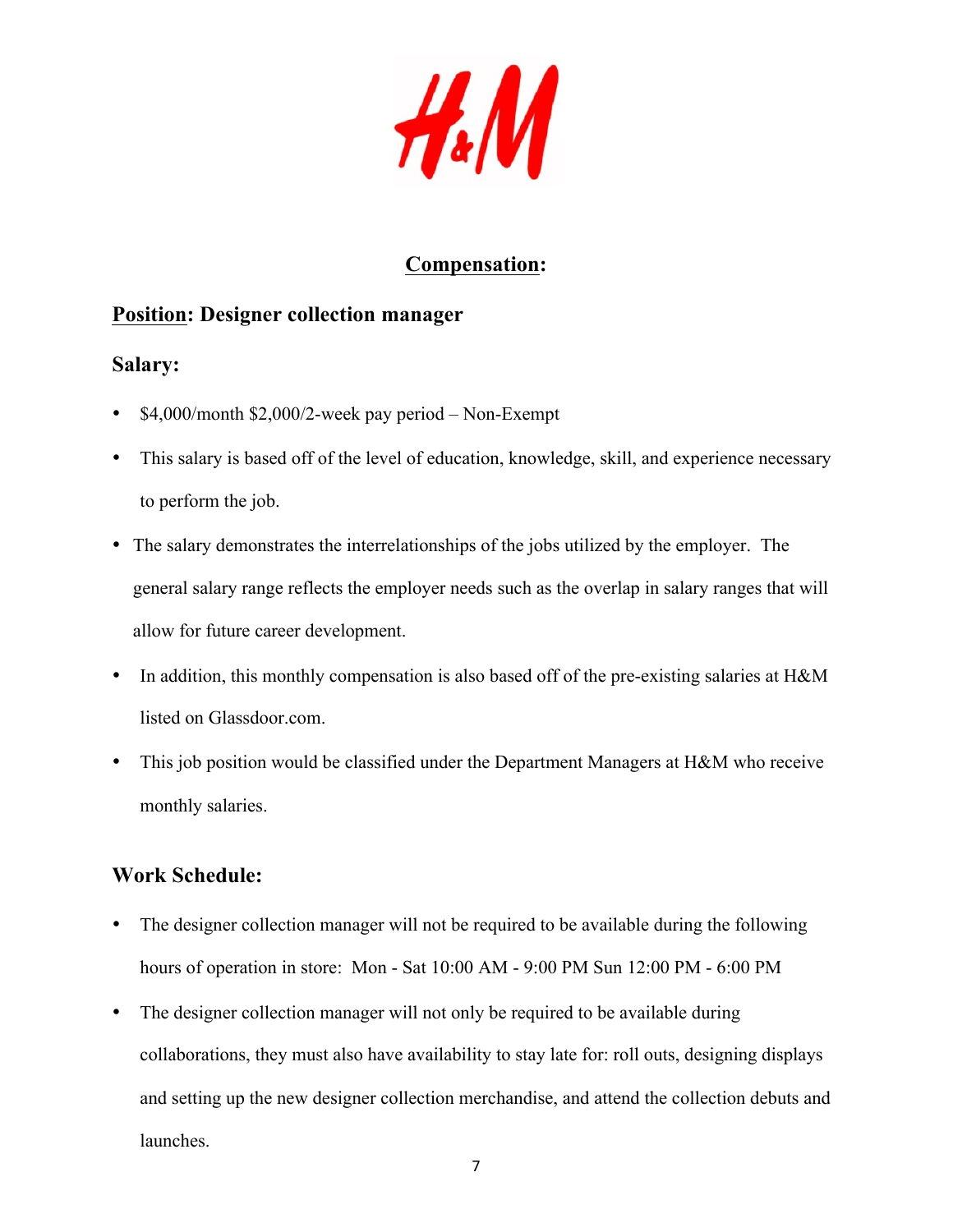H&M

## Compensation:

### Position: Designer collection manager

### Salary:

- $4,000/month $2,000/2-week pay period – Non-Exempt
- This salary is based off of the level of education, knowledge, skill, and experience necessary to perform the job.
- The salary demonstrates the interrelationships of the jobs utilized by the employer. The general salary range reflects the employer needs such as the overlap in salary ranges that will allow for future career development.
- In addition, this monthly compensation is also based off of the pre-existing salaries at H&M listed on Glassdoor.com.
- This job position would be classified under the Department Managers at H&M who receive monthly salaries.

### Work Schedule:

- The designer collection manager will not be required to be available during the following hours of operation in store: Mon - Sat 10:00 AM - 9:00 PM Sun 12:00 PM - 6:00 PM
- The designer collection manager will not only be required to be available during collaborations, they must also have availability to stay late for: roll outs, designing displays and setting up the new designer collection merchandise, and attend the collection debuts and launches.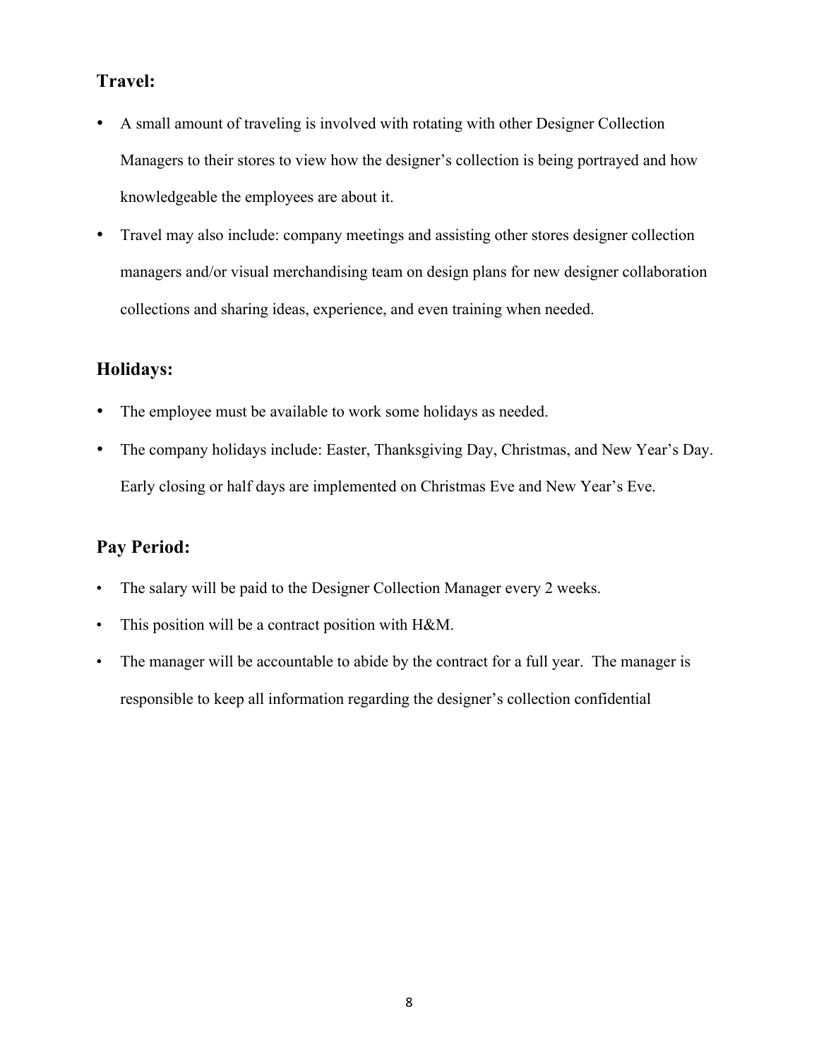## Travel:

- A small amount of traveling is involved with rotating with other Designer Collection Managers to their stores to view how the designer's collection is being portrayed and how knowledgeable the employees are about it.
- Travel may also include: company meetings and assisting other stores designer collection managers and/or visual merchandising team on design plans for new designer collaboration collections and sharing ideas, experience, and even training when needed.

## Holidays:

- The employee must be available to work some holidays as needed.
- The company holidays include: Easter, Thanksgiving Day, Christmas, and New Year's Day. Early closing or half days are implemented on Christmas Eve and New Year's Eve.

## Pay Period:

- The salary will be paid to the Designer Collection Manager every 2 weeks.
- This position will be a contract position with H&M.
- The manager will be accountable to abide by the contract for a full year. The manager is responsible to keep all information regarding the designer's collection confidential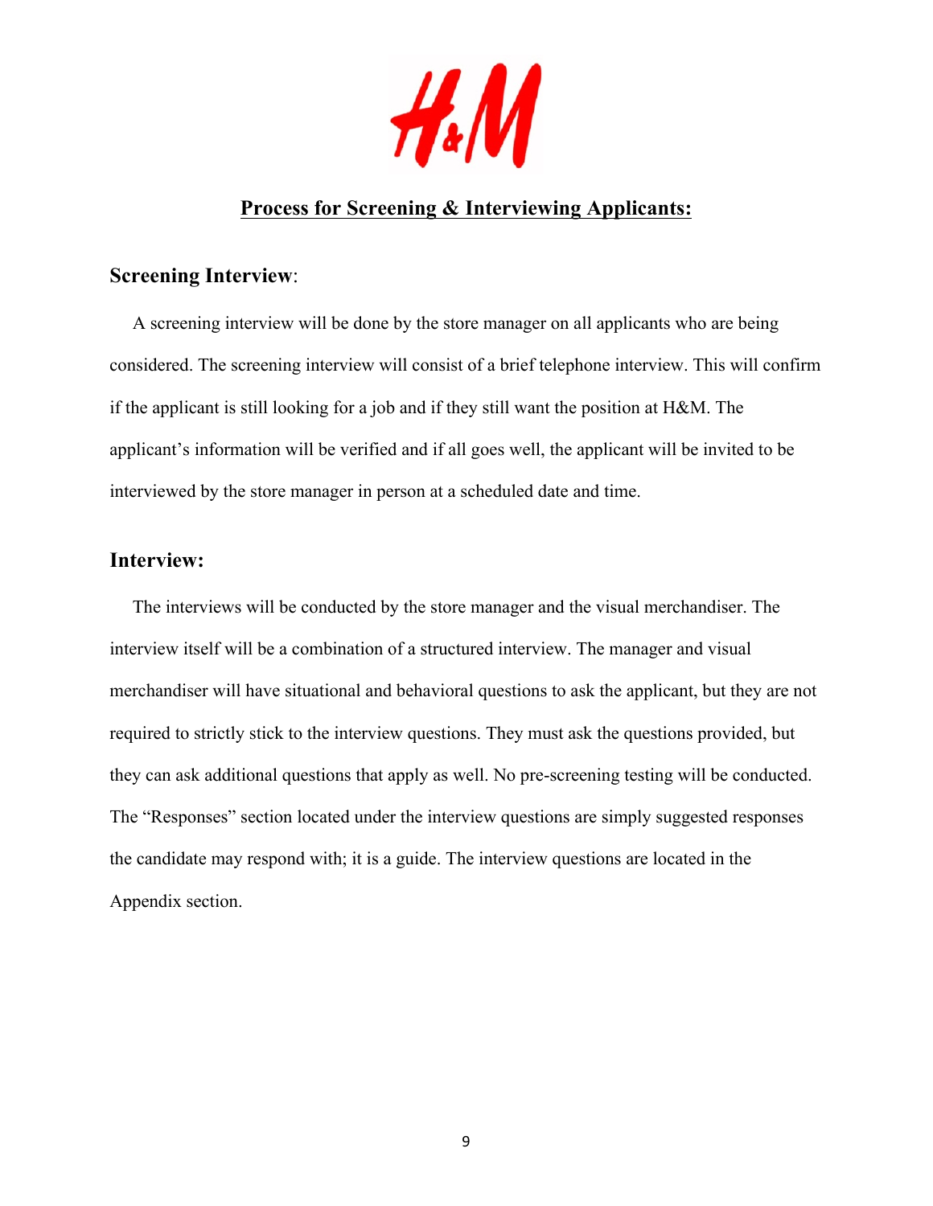## Process for Screening & Interviewing Applicants:

### Screening Interview:

A screening interview will be done by the store manager on all applicants who are being considered. The screening interview will consist of a brief telephone interview. This will confirm if the applicant is still looking for a job and if they still want the position at H&M. The applicant's information will be verified and if all goes well, the applicant will be invited to be interviewed by the store manager in person at a scheduled date and time.

### Interview:

The interviews will be conducted by the store manager and the visual merchandiser. The interview itself will be a combination of a structured interview. The manager and visual merchandiser will have situational and behavioral questions to ask the applicant, but they are not required to strictly stick to the interview questions. They must ask the questions provided, but they can ask additional questions that apply as well. No pre-screening testing will be conducted. The "Responses" section located under the interview questions are simply suggested responses the candidate may respond with; it is a guide. The interview questions are located in the Appendix section.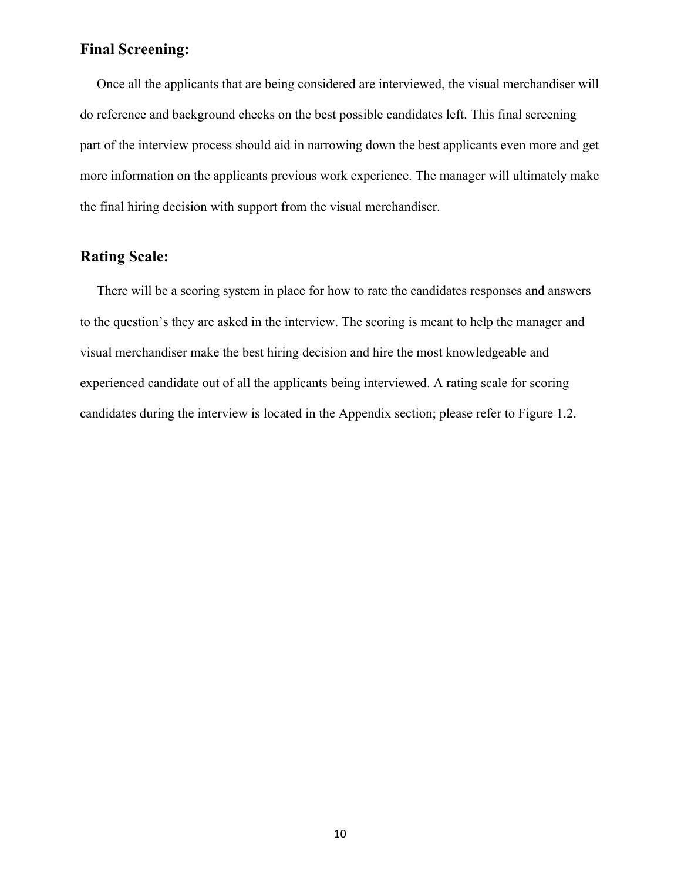## Final Screening:

Once all the applicants that are being considered are interviewed, the visual merchandiser will do reference and background checks on the best possible candidates left. This final screening part of the interview process should aid in narrowing down the best applicants even more and get more information on the applicants previous work experience. The manager will ultimately make the final hiring decision with support from the visual merchandiser.

## Rating Scale:

There will be a scoring system in place for how to rate the candidates responses and answers to the question's they are asked in the interview. The scoring is meant to help the manager and visual merchandiser make the best hiring decision and hire the most knowledgeable and experienced candidate out of all the applicants being interviewed. A rating scale for scoring candidates during the interview is located in the Appendix section; please refer to Figure 1.2.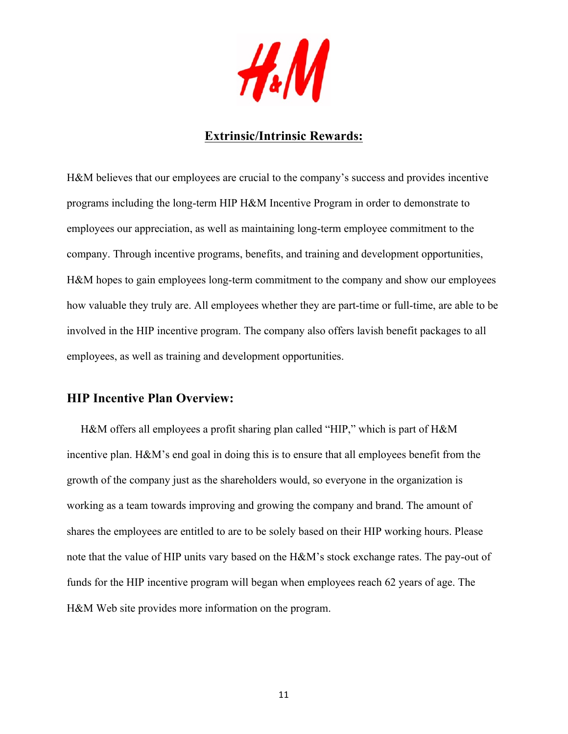## Extrinsic/Intrinsic Rewards:

H&M believes that our employees are crucial to the company's success and provides incentive programs including the long-term HIP H&M Incentive Program in order to demonstrate to employees our appreciation, as well as maintaining long-term employee commitment to the company. Through incentive programs, benefits, and training and development opportunities, H&M hopes to gain employees long-term commitment to the company and show our employees how valuable they truly are. All employees whether they are part-time or full-time, are able to be involved in the HIP incentive program. The company also offers lavish benefit packages to all employees, as well as training and development opportunities.

### HIP Incentive Plan Overview:

H&M offers all employees a profit sharing plan called "HIP," which is part of H&M incentive plan. H&M's end goal in doing this is to ensure that all employees benefit from the growth of the company just as the shareholders would, so everyone in the organization is working as a team towards improving and growing the company and brand. The amount of shares the employees are entitled to are to be solely based on their HIP working hours. Please note that the value of HIP units vary based on the H&M's stock exchange rates. The pay-out of funds for the HIP incentive program will began when employees reach 62 years of age. The H&M Web site provides more information on the program.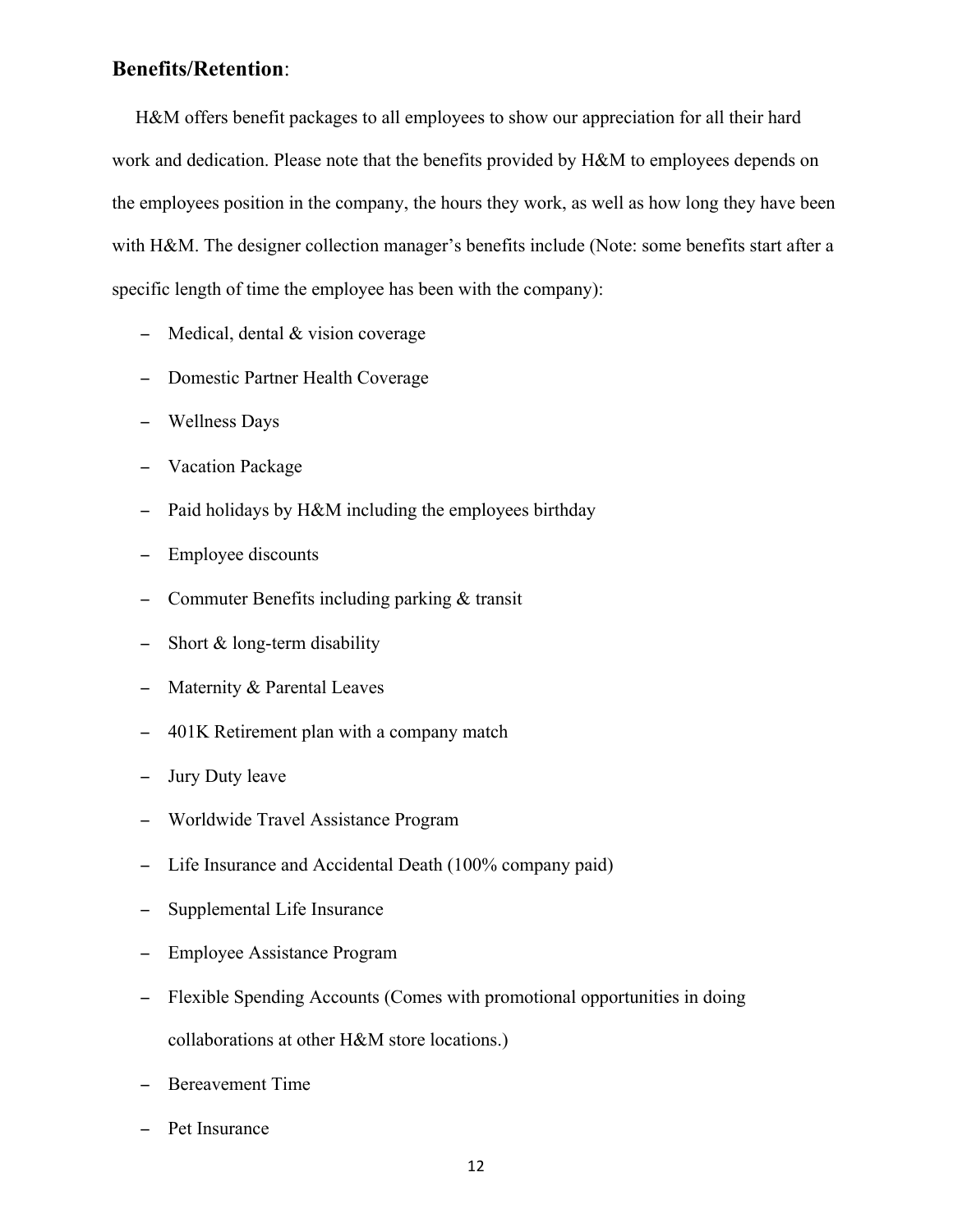## **Benefits/Retention**:

H&M offers benefit packages to all employees to show our appreciation for all their hard work and dedication. Please note that the benefits provided by H&M to employees depends on the employees position in the company, the hours they work, as well as how long they have been with H&M. The designer collection manager's benefits include (Note: some benefits start after a specific length of time the employee has been with the company):

- Medical, dental & vision coverage
- Domestic Partner Health Coverage
- Wellness Days
- Vacation Package
- Paid holidays by H&M including the employees birthday
- Employee discounts
- Commuter Benefits including parking & transit
- Short & long-term disability
- Maternity & Parental Leaves
- 401K Retirement plan with a company match
- Jury Duty leave
- Worldwide Travel Assistance Program
- Life Insurance and Accidental Death (100% company paid)
- Supplemental Life Insurance
- Employee Assistance Program
- Flexible Spending Accounts (Comes with promotional opportunities in doing collaborations at other H&M store locations.)
- Bereavement Time
- Pet Insurance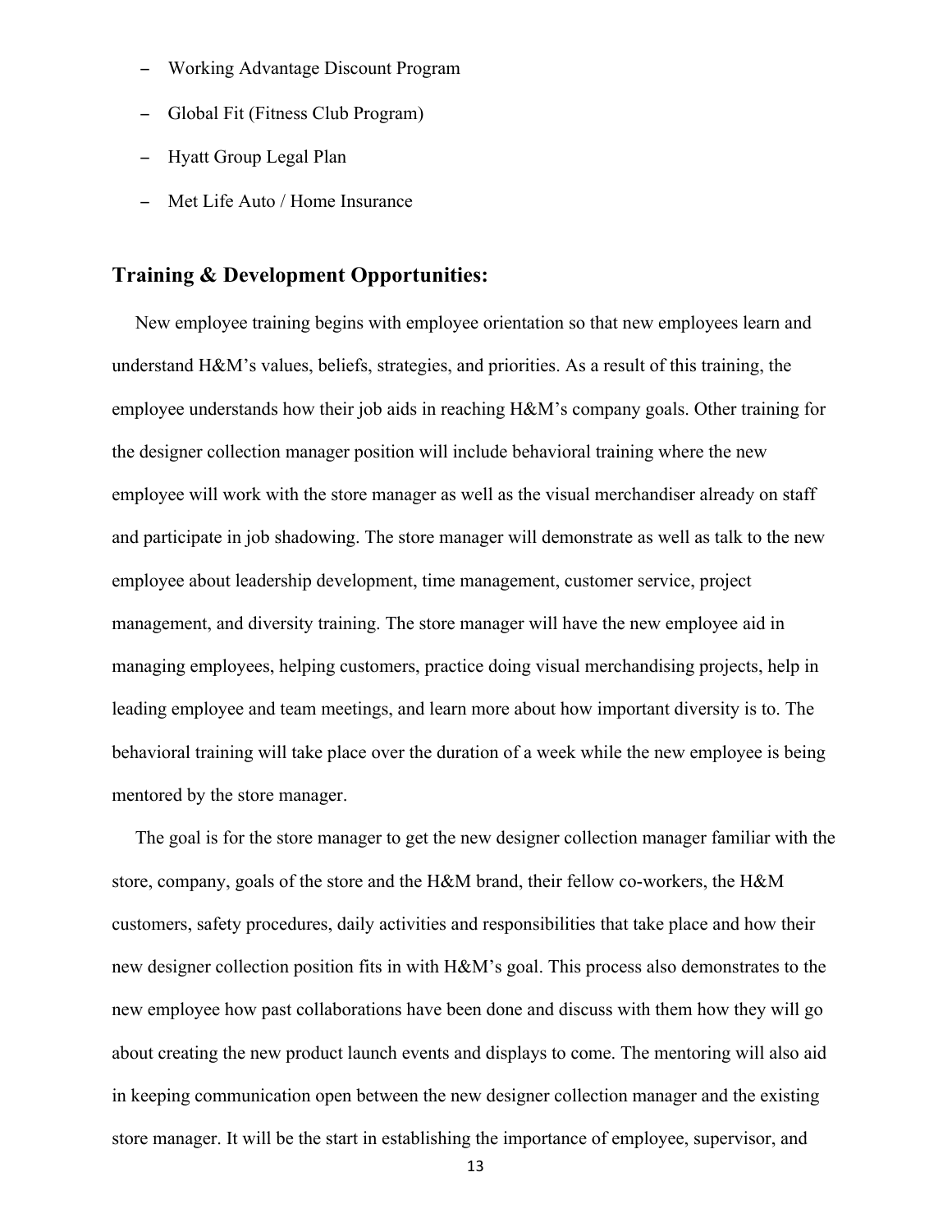- Working Advantage Discount Program
- Global Fit (Fitness Club Program)
- Hyatt Group Legal Plan
- Met Life Auto / Home Insurance

## Training & Development Opportunities:

New employee training begins with employee orientation so that new employees learn and understand H&M's values, beliefs, strategies, and priorities. As a result of this training, the employee understands how their job aids in reaching H&M's company goals. Other training for the designer collection manager position will include behavioral training where the new employee will work with the store manager as well as the visual merchandiser already on staff and participate in job shadowing. The store manager will demonstrate as well as talk to the new employee about leadership development, time management, customer service, project management, and diversity training. The store manager will have the new employee aid in managing employees, helping customers, practice doing visual merchandising projects, help in leading employee and team meetings, and learn more about how important diversity is to. The behavioral training will take place over the duration of a week while the new employee is being mentored by the store manager.

The goal is for the store manager to get the new designer collection manager familiar with the store, company, goals of the store and the H&M brand, their fellow co-workers, the H&M customers, safety procedures, daily activities and responsibilities that take place and how their new designer collection position fits in with H&M's goal. This process also demonstrates to the new employee how past collaborations have been done and discuss with them how they will go about creating the new product launch events and displays to come. The mentoring will also aid in keeping communication open between the new designer collection manager and the existing store manager. It will be the start in establishing the importance of employee, supervisor, and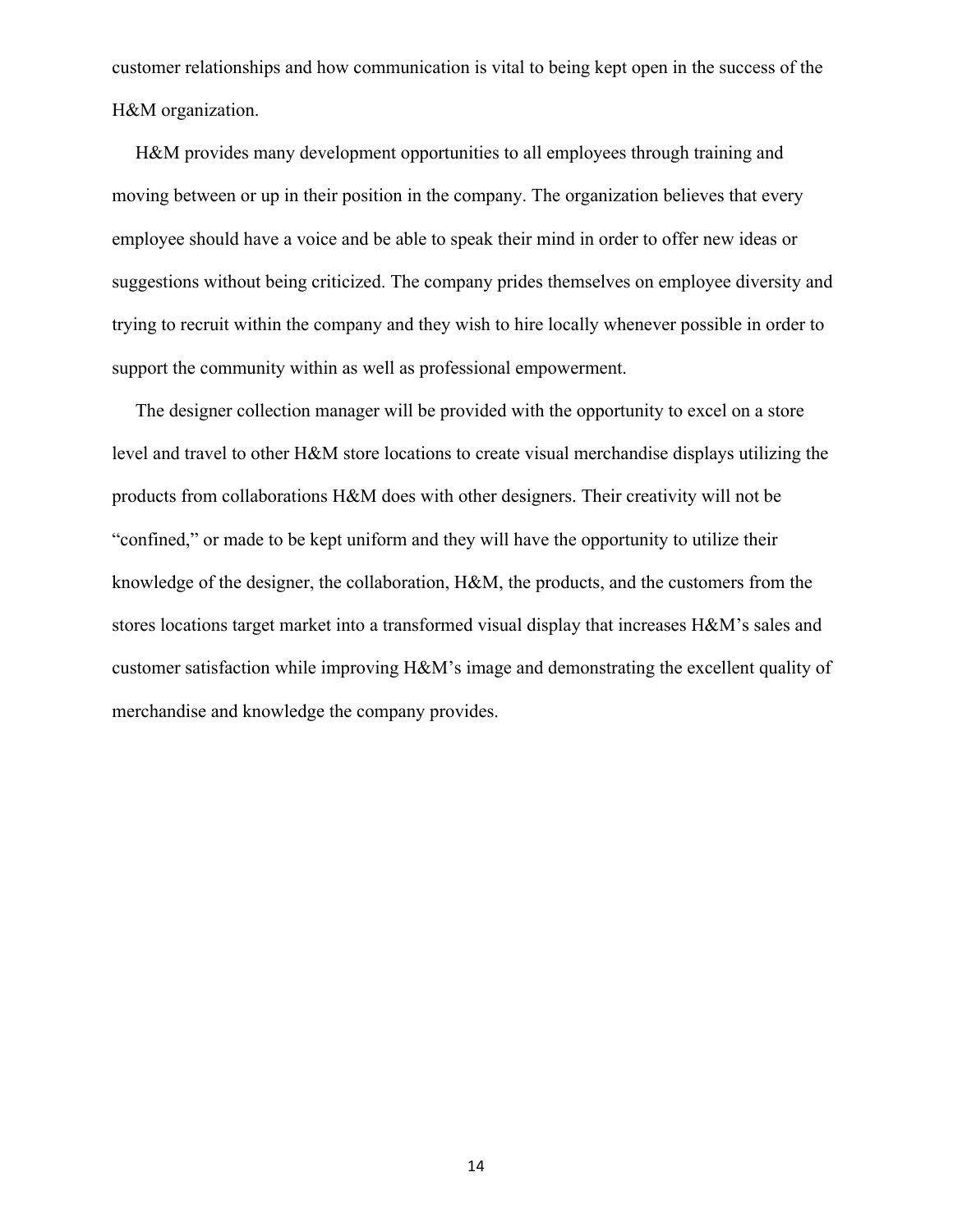customer relationships and how communication is vital to being kept open in the success of the H&M organization.

H&M provides many development opportunities to all employees through training and moving between or up in their position in the company. The organization believes that every employee should have a voice and be able to speak their mind in order to offer new ideas or suggestions without being criticized. The company prides themselves on employee diversity and trying to recruit within the company and they wish to hire locally whenever possible in order to support the community within as well as professional empowerment.

The designer collection manager will be provided with the opportunity to excel on a store level and travel to other H&M store locations to create visual merchandise displays utilizing the products from collaborations H&M does with other designers. Their creativity will not be "confined," or made to be kept uniform and they will have the opportunity to utilize their knowledge of the designer, the collaboration, H&M, the products, and the customers from the stores locations target market into a transformed visual display that increases H&M's sales and customer satisfaction while improving H&M's image and demonstrating the excellent quality of merchandise and knowledge the company provides.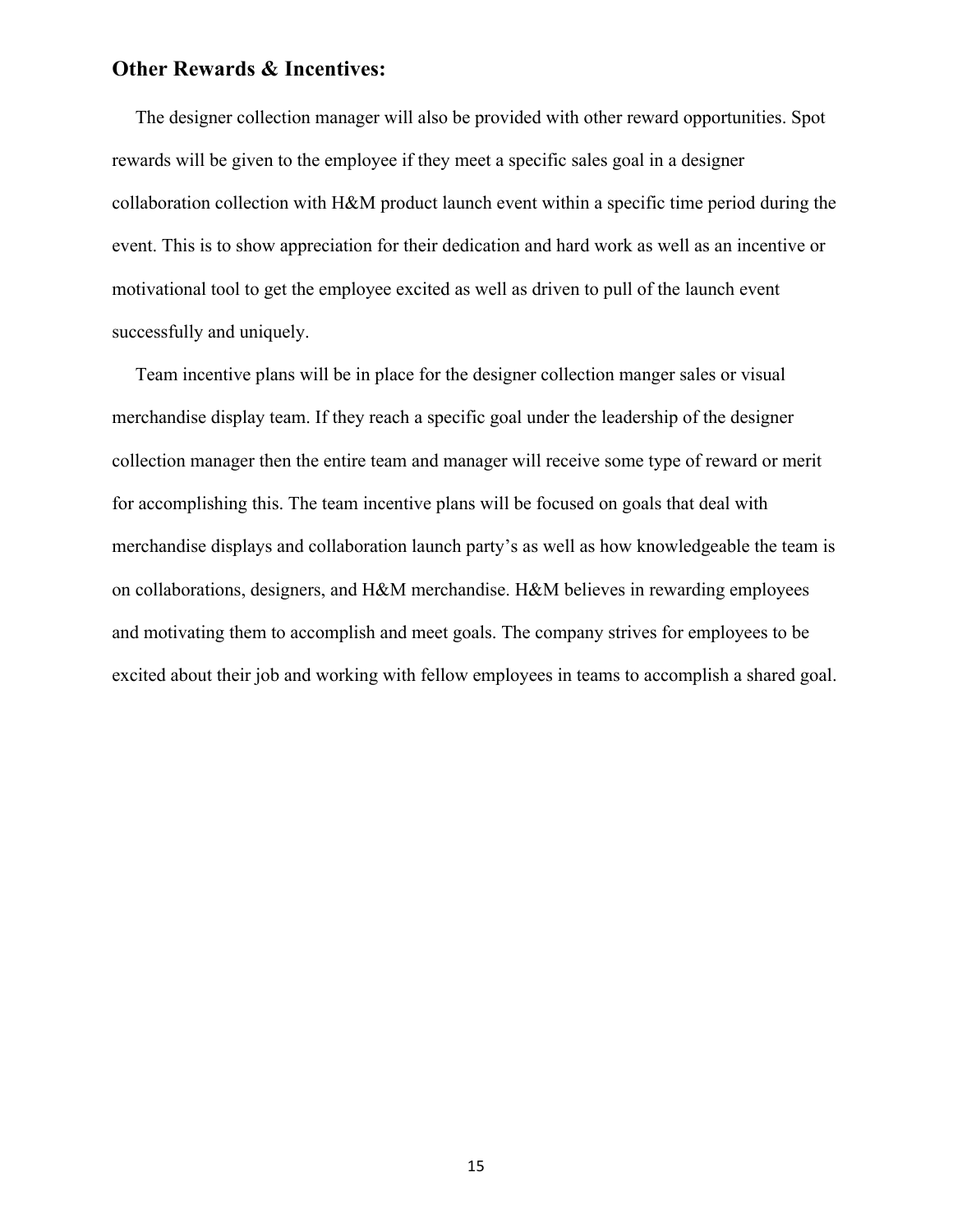## Other Rewards & Incentives:

The designer collection manager will also be provided with other reward opportunities. Spot rewards will be given to the employee if they meet a specific sales goal in a designer collaboration collection with H&M product launch event within a specific time period during the event. This is to show appreciation for their dedication and hard work as well as an incentive or motivational tool to get the employee excited as well as driven to pull of the launch event successfully and uniquely.

Team incentive plans will be in place for the designer collection manger sales or visual merchandise display team. If they reach a specific goal under the leadership of the designer collection manager then the entire team and manager will receive some type of reward or merit for accomplishing this. The team incentive plans will be focused on goals that deal with merchandise displays and collaboration launch party's as well as how knowledgeable the team is on collaborations, designers, and H&M merchandise. H&M believes in rewarding employees and motivating them to accomplish and meet goals. The company strives for employees to be excited about their job and working with fellow employees in teams to accomplish a shared goal.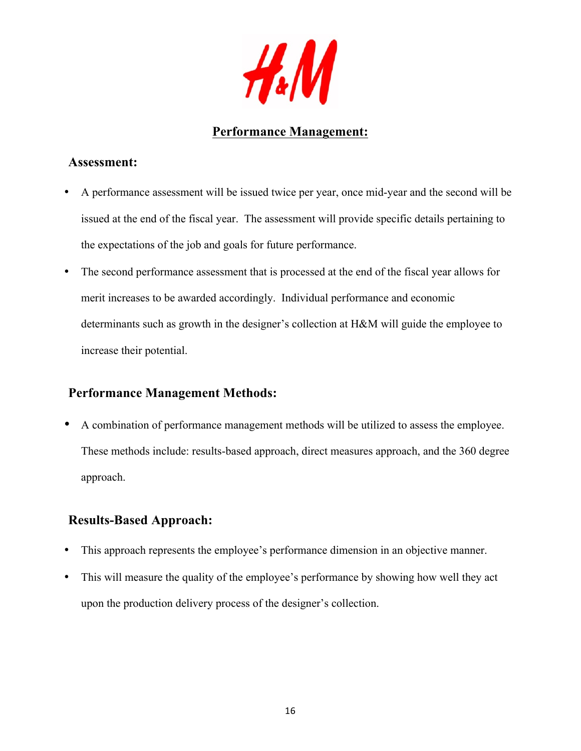## Performance Management:

### Assessment:

- A performance assessment will be issued twice per year, once mid-year and the second will be issued at the end of the fiscal year. The assessment will provide specific details pertaining to the expectations of the job and goals for future performance.
- The second performance assessment that is processed at the end of the fiscal year allows for merit increases to be awarded accordingly. Individual performance and economic determinants such as growth in the designer's collection at H&M will guide the employee to increase their potential.

### Performance Management Methods:

- A combination of performance management methods will be utilized to assess the employee. These methods include: results-based approach, direct measures approach, and the 360 degree approach.

### Results-Based Approach:

- This approach represents the employee's performance dimension in an objective manner.
- This will measure the quality of the employee's performance by showing how well they act upon the production delivery process of the designer's collection.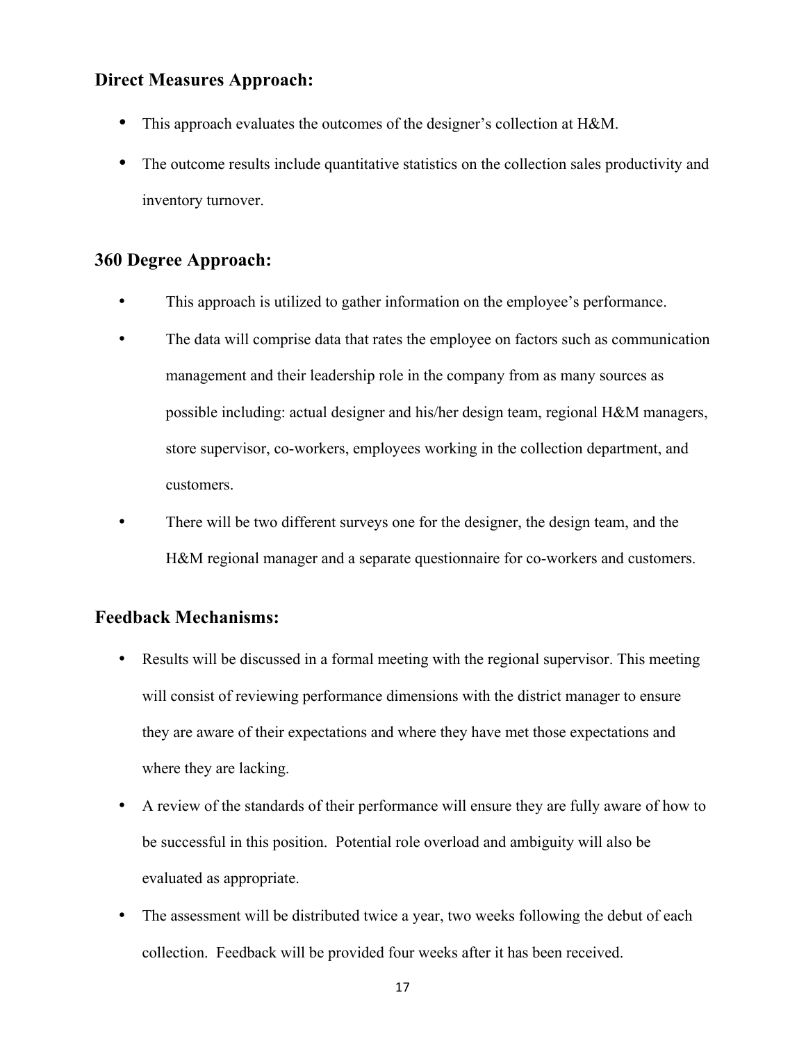## Direct Measures Approach:

- This approach evaluates the outcomes of the designer's collection at H&M.
- The outcome results include quantitative statistics on the collection sales productivity and inventory turnover.

## 360 Degree Approach:

- This approach is utilized to gather information on the employee's performance.
- The data will comprise data that rates the employee on factors such as communication management and their leadership role in the company from as many sources as possible including: actual designer and his/her design team, regional H&M managers, store supervisor, co-workers, employees working in the collection department, and customers.
- There will be two different surveys one for the designer, the design team, and the H&M regional manager and a separate questionnaire for co-workers and customers.

## Feedback Mechanisms:

- Results will be discussed in a formal meeting with the regional supervisor. This meeting will consist of reviewing performance dimensions with the district manager to ensure they are aware of their expectations and where they have met those expectations and where they are lacking.
- A review of the standards of their performance will ensure they are fully aware of how to be successful in this position. Potential role overload and ambiguity will also be evaluated as appropriate.
- The assessment will be distributed twice a year, two weeks following the debut of each collection. Feedback will be provided four weeks after it has been received.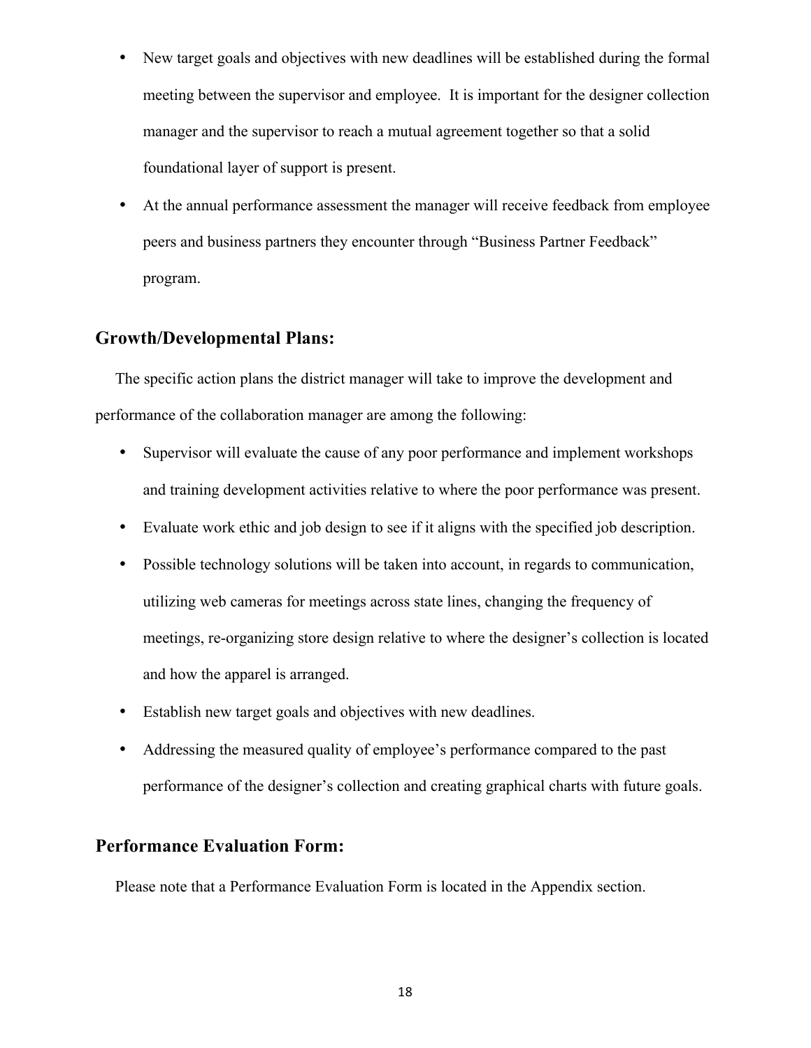- New target goals and objectives with new deadlines will be established during the formal meeting between the supervisor and employee. It is important for the designer collection manager and the supervisor to reach a mutual agreement together so that a solid foundational layer of support is present.
- At the annual performance assessment the manager will receive feedback from employee peers and business partners they encounter through "Business Partner Feedback" program.

## Growth/Developmental Plans:

The specific action plans the district manager will take to improve the development and performance of the collaboration manager are among the following:

- Supervisor will evaluate the cause of any poor performance and implement workshops and training development activities relative to where the poor performance was present.
- Evaluate work ethic and job design to see if it aligns with the specified job description.
- Possible technology solutions will be taken into account, in regards to communication, utilizing web cameras for meetings across state lines, changing the frequency of meetings, re-organizing store design relative to where the designer's collection is located and how the apparel is arranged.
- Establish new target goals and objectives with new deadlines.
- Addressing the measured quality of employee's performance compared to the past performance of the designer's collection and creating graphical charts with future goals.

## Performance Evaluation Form:

Please note that a Performance Evaluation Form is located in the Appendix section.